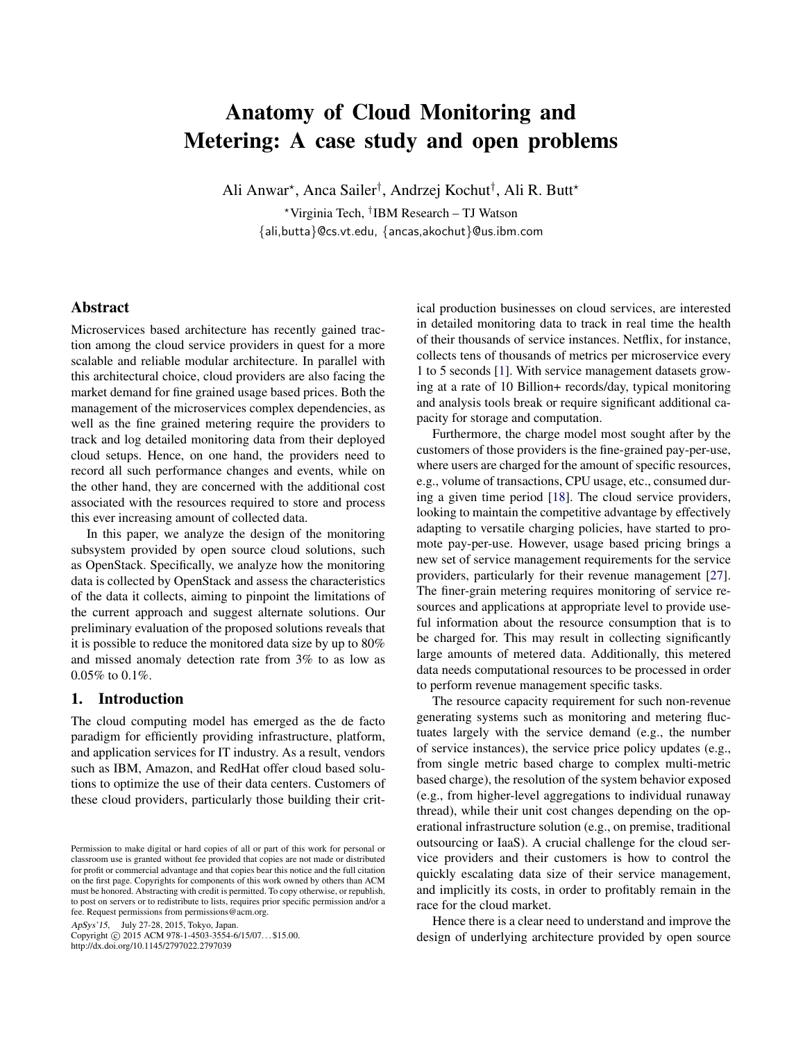# Anatomy of Cloud Monitoring and Metering: A case study and open problems

Ali Anwar*, Anca Sailer†, Andrzej Kochut†, Ali R. Butt*

*Virginia Tech, †IBM Research – TJ Watson

{ali,butta}@cs.vt.edu, {ancas,akochut}@us.ibm.com

## Abstract

Microservices based architecture has recently gained traction among the cloud service providers in quest for a more scalable and reliable modular architecture. In parallel with this architectural choice, cloud providers are also facing the market demand for fine grained usage based prices. Both the management of the microservices complex dependencies, as well as the fine grained metering require the providers to track and log detailed monitoring data from their deployed cloud setups. Hence, on one hand, the providers need to record all such performance changes and events, while on the other hand, they are concerned with the additional cost associated with the resources required to store and process this ever increasing amount of collected data.

In this paper, we analyze the design of the monitoring subsystem provided by open source cloud solutions, such as OpenStack. Specifically, we analyze how the monitoring data is collected by OpenStack and assess the characteristics of the data it collects, aiming to pinpoint the limitations of the current approach and suggest alternate solutions. Our preliminary evaluation of the proposed solutions reveals that it is possible to reduce the monitored data size by up to 80% and missed anomaly detection rate from 3% to as low as 0.05% to 0.1%.

## 1. Introduction

The cloud computing model has emerged as the de facto paradigm for efficiently providing infrastructure, platform, and application services for IT industry. As a result, vendors such as IBM, Amazon, and RedHat offer cloud based solutions to optimize the use of their data centers. Customers of these cloud providers, particularly those building their critical production businesses on cloud services, are interested in detailed monitoring data to track in real time the health of their thousands of service instances. Netflix, for instance, collects tens of thousands of metrics per microservice every 1 to 5 seconds [1]. With service management datasets growing at a rate of 10 Billion+ records/day, typical monitoring and analysis tools break or require significant additional capacity for storage and computation.

Furthermore, the charge model most sought after by the customers of those providers is the fine-grained pay-per-use, where users are charged for the amount of specific resources, e.g., volume of transactions, CPU usage, etc., consumed during a given time period [18]. The cloud service providers, looking to maintain the competitive advantage by effectively adapting to versatile charging policies, have started to promote pay-per-use. However, usage based pricing brings a new set of service management requirements for the service providers, particularly for their revenue management [27]. The finer-grain metering requires monitoring of service resources and applications at appropriate level to provide useful information about the resource consumption that is to be charged for. This may result in collecting significantly large amounts of metered data. Additionally, this metered data needs computational resources to be processed in order to perform revenue management specific tasks.

The resource capacity requirement for such non-revenue generating systems such as monitoring and metering fluctuates largely with the service demand (e.g., the number of service instances), the service price policy updates (e.g., from single metric based charge to complex multi-metric based charge), the resolution of the system behavior exposed (e.g., from higher-level aggregations to individual runaway thread), while their unit cost changes depending on the operational infrastructure solution (e.g., on premise, traditional outsourcing or IaaS). A crucial challenge for the cloud service providers and their customers is how to control the quickly escalating data size of their service management, and implicitly its costs, in order to profitably remain in the race for the cloud market.

Hence there is a clear need to understand and improve the design of underlying architecture provided by open source

Permission to make digital or hard copies of all or part of this work for personal or classroom use is granted without fee provided that copies are not made or distributed for profit or commercial advantage and that copies bear this notice and the full citation on the first page. Copyrights for components of this work owned by others than ACM must be honored. Abstracting with credit is permitted. To copy otherwise, or republish, to post on servers or to redistribute to lists, requires prior specific permission and/or a fee. Request permissions from permissions@acm.org.

*ApSys'15*, July 27-28, 2015, Tokyo, Japan.
Copyright © 2015 ACM 978-1-4503-3554-6/15/07...$15.00.
http://dx.doi.org/10.1145/2797022.2797039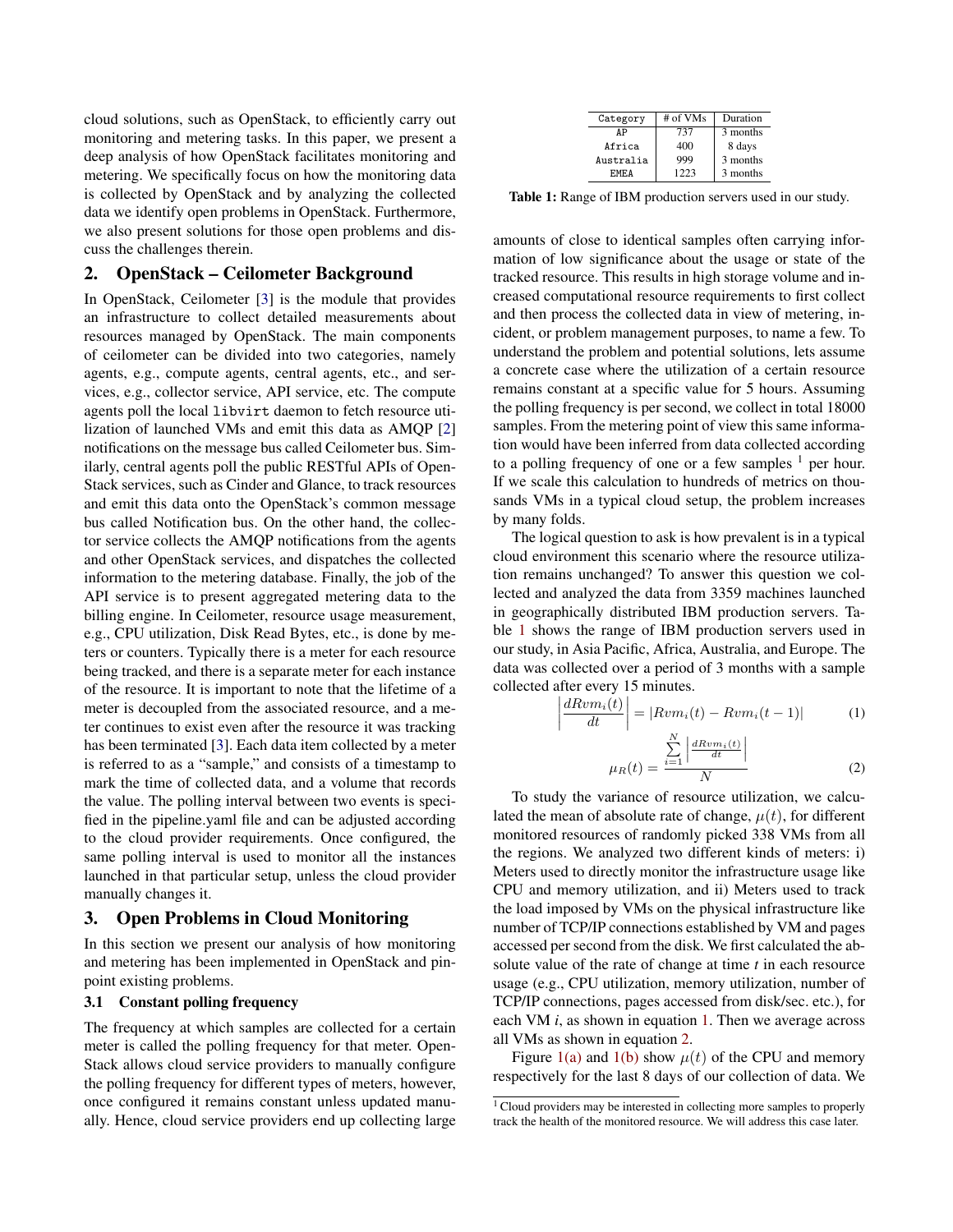cloud solutions, such as OpenStack, to efficiently carry out monitoring and metering tasks. In this paper, we present a deep analysis of how OpenStack facilitates monitoring and metering. We specifically focus on how the monitoring data is collected by OpenStack and by analyzing the collected data we identify open problems in OpenStack. Furthermore, we also present solutions for those open problems and discuss the challenges therein.

## 2. OpenStack – Ceilometer Background

In OpenStack, Ceilometer [3] is the module that provides an infrastructure to collect detailed measurements about resources managed by OpenStack. The main components of ceilometer can be divided into two categories, namely agents, e.g., compute agents, central agents, etc., and services, e.g., collector service, API service, etc. The compute agents poll the local `libvirt` daemon to fetch resource utilization of launched VMs and emit this data as AMQP [2] notifications on the message bus called Ceilometer bus. Similarly, central agents poll the public RESTful APIs of OpenStack services, such as Cinder and Glance, to track resources and emit this data onto the OpenStack's common message bus called Notification bus. On the other hand, the collector service collects the AMQP notifications from the agents and other OpenStack services, and dispatches the collected information to the metering database. Finally, the job of the API service is to present aggregated metering data to the billing engine. In Ceilometer, resource usage measurement, e.g., CPU utilization, Disk Read Bytes, etc., is done by meters or counters. Typically there is a meter for each resource being tracked, and there is a separate meter for each instance of the resource. It is important to note that the lifetime of a meter is decoupled from the associated resource, and a meter continues to exist even after the resource it was tracking has been terminated [3]. Each data item collected by a meter is referred to as a "sample," and consists of a timestamp to mark the time of collected data, and a volume that records the value. The polling interval between two events is specified in the pipeline.yaml file and can be adjusted according to the cloud provider requirements. Once configured, the same polling interval is used to monitor all the instances launched in that particular setup, unless the cloud provider manually changes it.

## 3. Open Problems in Cloud Monitoring

In this section we present our analysis of how monitoring and metering has been implemented in OpenStack and pinpoint existing problems.

### 3.1 Constant polling frequency

The frequency at which samples are collected for a certain meter is called the polling frequency for that meter. OpenStack allows cloud service providers to manually configure the polling frequency for different types of meters, however, once configured it remains constant unless updated manually. Hence, cloud service providers end up collecting large amounts of close to identical samples often carrying information of low significance about the usage or state of the tracked resource. This results in high storage volume and increased computational resource requirements to first collect and then process the collected data in view of metering, incident, or problem management purposes, to name a few. To understand the problem and potential solutions, lets assume a concrete case where the utilization of a certain resource remains constant at a specific value for 5 hours. Assuming the polling frequency is per second, we collect in total 18000 samples. From the metering point of view this same information would have been inferred from data collected according to a polling frequency of one or a few samples [1] per hour. If we scale this calculation to hundreds of metrics on thousands VMs in a typical cloud setup, the problem increases by many folds.

| Category | # of VMs | Duration |
|---|---|---|
| AP | 737 | 3 months |
| Africa | 400 | 8 days |
| Australia | 999 | 3 months |
| EMEA | 1223 | 3 months |

**Table 1:** Range of IBM production servers used in our study.

The logical question to ask is how prevalent is in a typical cloud environment this scenario where the resource utilization remains unchanged? To answer this question we collected and analyzed the data from 3359 machines launched in geographically distributed IBM production servers. Table 1 shows the range of IBM production servers used in our study, in Asia Pacific, Africa, Australia, and Europe. The data was collected over a period of 3 months with a sample collected after every 15 minutes.

$$\left|\frac{dRvm_i(t)}{dt}\right| = |Rvm_i(t) - Rvm_i(t-1)| \tag{1}$$

$$\mu_R(t) = \frac{\sum_{i=1}^{N} \left|\frac{dRvm_i(t)}{dt}\right|}{N} \tag{2}$$

To study the variance of resource utilization, we calculated the mean of absolute rate of change, $\mu(t)$, for different monitored resources of randomly picked 338 VMs from all the regions. We analyzed two different kinds of meters: i) Meters used to directly monitor the infrastructure usage like CPU and memory utilization, and ii) Meters used to track the load imposed by VMs on the physical infrastructure like number of TCP/IP connections established by VM and pages accessed per second from the disk. We first calculated the absolute value of the rate of change at time $t$ in each resource usage (e.g., CPU utilization, memory utilization, number of TCP/IP connections, pages accessed from disk/sec. etc.), for each VM $i$, as shown in equation 1. Then we average across all VMs as shown in equation 2.

Figure 1(a) and 1(b) show $\mu(t)$ of the CPU and memory respectively for the last 8 days of our collection of data. We

[1] Cloud providers may be interested in collecting more samples to properly track the health of the monitored resource. We will address this case later.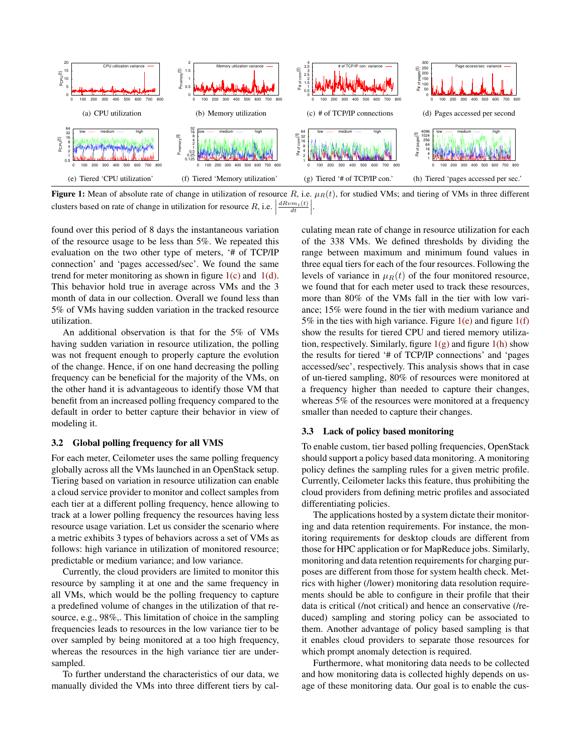(a) CPU utilization

(b) Memory utilization

(c) # of TCP/IP connections

(d) Pages accessed per second

(e) Tiered 'CPU utilization'

(f) Tiered 'Memory utilization'

(g) Tiered '# of TCP/IP con.'

(h) Tiered 'pages accessed per sec.'

**Figure 1:** Mean of absolute rate of change in utilization of resource $R$, i.e. $\mu_R(t)$, for studied VMs; and tiering of VMs in three different clusters based on rate of change in utilization for resource $R$, i.e. $\left|\frac{dRvm_i(t)}{dt}\right|$.

found over this period of 8 days the instantaneous variation of the resource usage to be less than 5%. We repeated this evaluation on the two other type of meters, '# of TCP/IP connection' and 'pages accessed/sec'. We found the same trend for meter monitoring as shown in figure 1(c) and 1(d). This behavior hold true in average across VMs and the 3 month of data in our collection. Overall we found less than 5% of VMs having sudden variation in the tracked resource utilization.

An additional observation is that for the 5% of VMs having sudden variation in resource utilization, the polling was not frequent enough to properly capture the evolution of the change. Hence, if on one hand decreasing the polling frequency can be beneficial for the majority of the VMs, on the other hand it is advantageous to identify those VM that benefit from an increased polling frequency compared to the default in order to better capture their behavior in view of modeling it.

### 3.2 Global polling frequency for all VMS

For each meter, Ceilometer uses the same polling frequency globally across all the VMs launched in an OpenStack setup. Tiering based on variation in resource utilization can enable a cloud service provider to monitor and collect samples from each tier at a different polling frequency, hence allowing to track at a lower polling frequency the resources having less resource usage variation. Let us consider the scenario where a metric exhibits 3 types of behaviors across a set of VMs as follows: high variance in utilization of monitored resource; predictable or medium variance; and low variance.

Currently, the cloud providers are limited to monitor this resource by sampling it at one and the same frequency in all VMs, which would be the polling frequency to capture a predefined volume of changes in the utilization of that resource, e.g., 98%,. This limitation of choice in the sampling frequencies leads to resources in the low variance tier to be over sampled by being monitored at a too high frequency, whereas the resources in the high variance tier are under-sampled.

To further understand the characteristics of our data, we manually divided the VMs into three different tiers by calculating mean rate of change in resource utilization for each of the 338 VMs. We defined thresholds by dividing the range between maximum and minimum found values in three equal tiers for each of the four resources. Following the levels of variance in $\mu_R(t)$ of the four monitored resource, we found that for each meter used to track these resources, more than 80% of the VMs fall in the tier with low variance; 15% were found in the tier with medium variance and 5% in the ties with high variance. Figure 1(e) and figure 1(f) show the results for tiered CPU and tiered memory utilization, respectively. Similarly, figure 1(g) and figure 1(h) show the results for tiered '# of TCP/IP connections' and 'pages accessed/sec', respectively. This analysis shows that in case of un-tiered sampling, 80% of resources were monitored at a frequency higher than needed to capture their changes, whereas 5% of the resources were monitored at a frequency smaller than needed to capture their changes.

### 3.3 Lack of policy based monitoring

To enable custom, tier based polling frequencies, OpenStack should support a policy based data monitoring. A monitoring policy defines the sampling rules for a given metric profile. Currently, Ceilometer lacks this feature, thus prohibiting the cloud providers from defining metric profiles and associated differentiating policies.

The applications hosted by a system dictate their monitoring and data retention requirements. For instance, the monitoring requirements for desktop clouds are different from those for HPC application or for MapReduce jobs. Similarly, monitoring and data retention requirements for charging purposes are different from those for system health check. Metrics with higher (/lower) monitoring data resolution requirements should be able to configure in their profile that their data is critical (/not critical) and hence an conservative (/reduced) sampling and storing policy can be associated to them. Another advantage of policy based sampling is that it enables cloud providers to separate those resources for which prompt anomaly detection is required.

Furthermore, what monitoring data needs to be collected and how monitoring data is collected highly depends on usage of these monitoring data. Our goal is to enable the cus-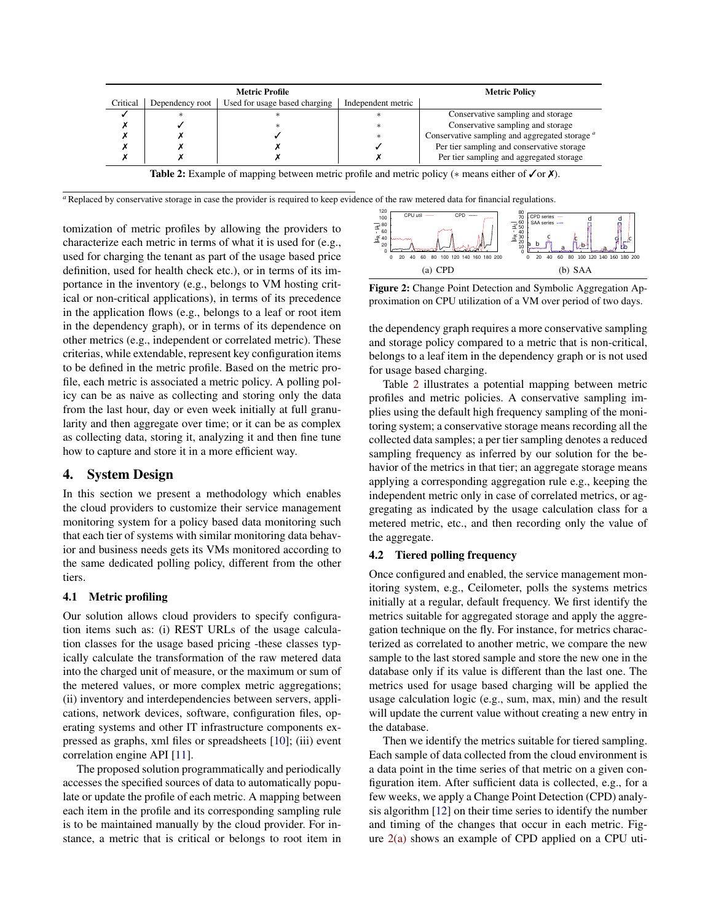| Metric Profile | | | | Metric Policy |
|---|---|---|---|---|
| Critical | Dependency root | Used for usage based charging | Independent metric | |
| ✓ | * | * | * | Conservative sampling and storage |
| ✗ | ✓ | * | * | Conservative sampling and storage |
| ✗ | ✗ | ✓ | * | Conservative sampling and aggregated storage [a] |
| ✗ | ✗ | ✗ | ✓ | Per tier sampling and conservative storage |
| ✗ | ✗ | ✗ | ✗ | Per tier sampling and aggregated storage |

**Table 2:** Example of mapping between metric profile and metric policy ($*$ means either of ✓or ✗).

[a] Replaced by conservative storage in case the provider is required to keep evidence of the raw metered data for financial regulations.

tomization of metric profiles by allowing the providers to characterize each metric in terms of what it is used for (e.g., used for charging the tenant as part of the usage based price definition, used for health check etc.), or in terms of its importance in the inventory (e.g., belongs to VM hosting critical or non-critical applications), in terms of its precedence in the application flows (e.g., belongs to a leaf or root item in the dependency graph), or in terms of its dependence on other metrics (e.g., independent or correlated metric). These criterias, while extendable, represent key configuration items to be defined in the metric profile. Based on the metric profile, each metric is associated a metric policy. A polling policy can be as naive as collecting and storing only the data from the last hour, day or even week initially at full granularity and then aggregate over time; or it can be as complex as collecting data, storing it, analyzing it and then fine tune how to capture and store it in a more efficient way.

## 4. System Design

In this section we present a methodology which enables the cloud providers to customize their service management monitoring system for a policy based data monitoring such that each tier of systems with similar monitoring data behavior and business needs gets its VMs monitored according to the same dedicated polling policy, different from the other tiers.

### 4.1 Metric profiling

Our solution allows cloud providers to specify configuration items such as: (i) REST URLs of the usage calculation classes for the usage based pricing -these classes typically calculate the transformation of the raw metered data into the charged unit of measure, or the maximum or sum of the metered values, or more complex metric aggregations; (ii) inventory and interdependencies between servers, applications, network devices, software, configuration files, operating systems and other IT infrastructure components expressed as graphs, xml files or spreadsheets [10]; (iii) event correlation engine API [11].

The proposed solution programmatically and periodically accesses the specified sources of data to automatically populate or update the profile of each metric. A mapping between each item in the profile and its corresponding sampling rule is to be maintained manually by the cloud provider. For instance, a metric that is critical or belongs to root item in

120
100
80
60
40
20
0
$|\mu_R - \mu_L|$
CPU util
CPD
0 20 40 60 80 100 120 140 160 180 200
(a) CPD

80
70
60
50
40
30
20
10
0
$|\mu_R - \mu_L|$
CPD series
SAA series
a b c a c b d a b d c b
0 20 40 60 80 100 120 140 160 180 200
(b) SAA

**Figure 2:** Change Point Detection and Symbolic Aggregation Approximation on CPU utilization of a VM over period of two days.

the dependency graph requires a more conservative sampling and storage policy compared to a metric that is non-critical, belongs to a leaf item in the dependency graph or is not used for usage based charging.

Table 2 illustrates a potential mapping between metric profiles and metric policies. A conservative sampling implies using the default high frequency sampling of the monitoring system; a conservative storage means recording all the collected data samples; a per tier sampling denotes a reduced sampling frequency as inferred by our solution for the behavior of the metrics in that tier; an aggregate storage means applying a corresponding aggregation rule e.g., keeping the independent metric only in case of correlated metrics, or aggregating as indicated by the usage calculation class for a metered metric, etc., and then recording only the value of the aggregate.

### 4.2 Tiered polling frequency

Once configured and enabled, the service management monitoring system, e.g., Ceilometer, polls the systems metrics initially at a regular, default frequency. We first identify the metrics suitable for aggregated storage and apply the aggregation technique on the fly. For instance, for metrics characterized as correlated to another metric, we compare the new sample to the last stored sample and store the new one in the database only if its value is different than the last one. The metrics used for usage based charging will be applied the usage calculation logic (e.g., sum, max, min) and the result will update the current value without creating a new entry in the database.

Then we identify the metrics suitable for tiered sampling. Each sample of data collected from the cloud environment is a data point in the time series of that metric on a given configuration item. After sufficient data is collected, e.g., for a few weeks, we apply a Change Point Detection (CPD) analysis algorithm [12] on their time series to identify the number and timing of the changes that occur in each metric. Figure 2(a) shows an example of CPD applied on a CPU uti-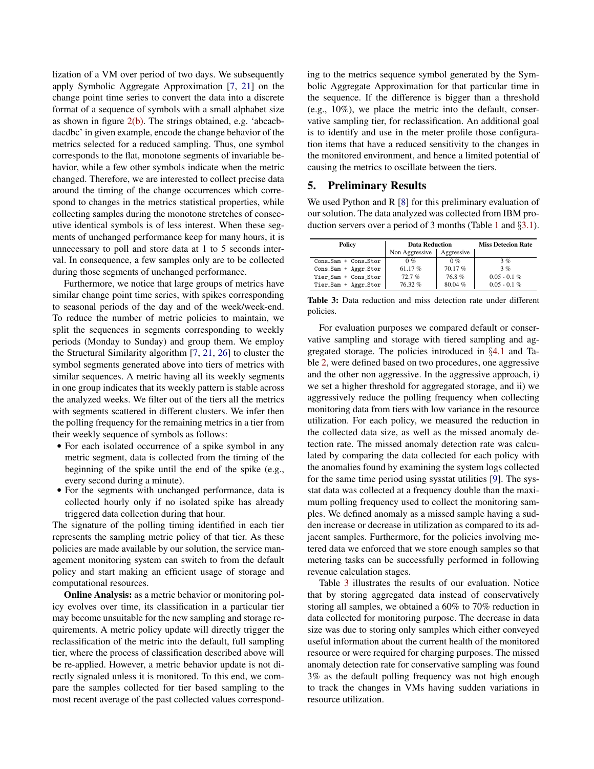lization of a VM over period of two days. We subsequently apply Symbolic Aggregate Approximation [7, 21] on the change point time series to convert the data into a discrete format of a sequence of symbols with a small alphabet size as shown in figure 2(b). The strings obtained, e.g. 'abcacbdacdbc' in given example, encode the change behavior of the metrics selected for a reduced sampling. Thus, one symbol corresponds to the flat, monotone segments of invariable behavior, while a few other symbols indicate when the metric changed. Therefore, we are interested to collect precise data around the timing of the change occurrences which correspond to changes in the metrics statistical properties, while collecting samples during the monotone stretches of consecutive identical symbols is of less interest. When these segments of unchanged performance keep for many hours, it is unnecessary to poll and store data at 1 to 5 seconds interval. In consequence, a few samples only are to be collected during those segments of unchanged performance.

Furthermore, we notice that large groups of metrics have similar change point time series, with spikes corresponding to seasonal periods of the day and of the week/week-end. To reduce the number of metric policies to maintain, we split the sequences in segments corresponding to weekly periods (Monday to Sunday) and group them. We employ the Structural Similarity algorithm [7, 21, 26] to cluster the symbol segments generated above into tiers of metrics with similar sequences. A metric having all its weekly segments in one group indicates that its weekly pattern is stable across the analyzed weeks. We filter out of the tiers all the metrics with segments scattered in different clusters. We infer then the polling frequency for the remaining metrics in a tier from their weekly sequence of symbols as follows:

- For each isolated occurrence of a spike symbol in any metric segment, data is collected from the timing of the beginning of the spike until the end of the spike (e.g., every second during a minute).
- For the segments with unchanged performance, data is collected hourly only if no isolated spike has already triggered data collection during that hour.

The signature of the polling timing identified in each tier represents the sampling metric policy of that tier. As these policies are made available by our solution, the service management monitoring system can switch to from the default policy and start making an efficient usage of storage and computational resources.

**Online Analysis:** as a metric behavior or monitoring policy evolves over time, its classification in a particular tier may become unsuitable for the new sampling and storage requirements. A metric policy update will directly trigger the reclassification of the metric into the default, full sampling tier, where the process of classification described above will be re-applied. However, a metric behavior update is not directly signaled unless it is monitored. To this end, we compare the samples collected for tier based sampling to the most recent average of the past collected values corresponding to the metrics sequence symbol generated by the Symbolic Aggregate Approximation for that particular time in the sequence. If the difference is bigger than a threshold (e.g., 10%), we place the metric into the default, conservative sampling tier, for reclassification. An additional goal is to identify and use in the meter profile those configuration items that have a reduced sensitivity to the changes in the monitored environment, and hence a limited potential of causing the metrics to oscillate between the tiers.

## 5. Preliminary Results

We used Python and R [8] for this preliminary evaluation of our solution. The data analyzed was collected from IBM production servers over a period of 3 months (Table 1 and §3.1).

| Policy | Data Reduction | | Miss Detecion Rate |
|---|---|---|---|
| | Non Aggressive | Aggressive | |
| Cons_Sam + Cons_Stor | 0 % | 0 % | 3 % |
| Cons_Sam + Aggr_Stor | 61.17 % | 70.17 % | 3 % |
| Tier_Sam + Cons_Stor | 72.7 % | 76.8 % | 0.05 - 0.1 % |
| Tier_Sam + Aggr_Stor | 76.32 % | 80.04 % | 0.05 - 0.1 % |

**Table 3:** Data reduction and miss detection rate under different policies.

For evaluation purposes we compared default or conservative sampling and storage with tiered sampling and aggregated storage. The policies introduced in §4.1 and Table 2, were defined based on two procedures, one aggressive and the other non aggressive. In the aggressive approach, i) we set a higher threshold for aggregated storage, and ii) we aggressively reduce the polling frequency when collecting monitoring data from tiers with low variance in the resource utilization. For each policy, we measured the reduction in the collected data size, as well as the missed anomaly detection rate. The missed anomaly detection rate was calculated by comparing the data collected for each policy with the anomalies found by examining the system logs collected for the same time period using sysstat utilities [9]. The sysstat data was collected at a frequency double than the maximum polling frequency used to collect the monitoring samples. We defined anomaly as a missed sample having a sudden increase or decrease in utilization as compared to its adjacent samples. Furthermore, for the policies involving metered data we enforced that we store enough samples so that metering tasks can be successfully performed in following revenue calculation stages.

Table 3 illustrates the results of our evaluation. Notice that by storing aggregated data instead of conservatively storing all samples, we obtained a 60% to 70% reduction in data collected for monitoring purpose. The decrease in data size was due to storing only samples which either conveyed useful information about the current health of the monitored resource or were required for charging purposes. The missed anomaly detection rate for conservative sampling was found 3% as the default polling frequency was not high enough to track the changes in VMs having sudden variations in resource utilization.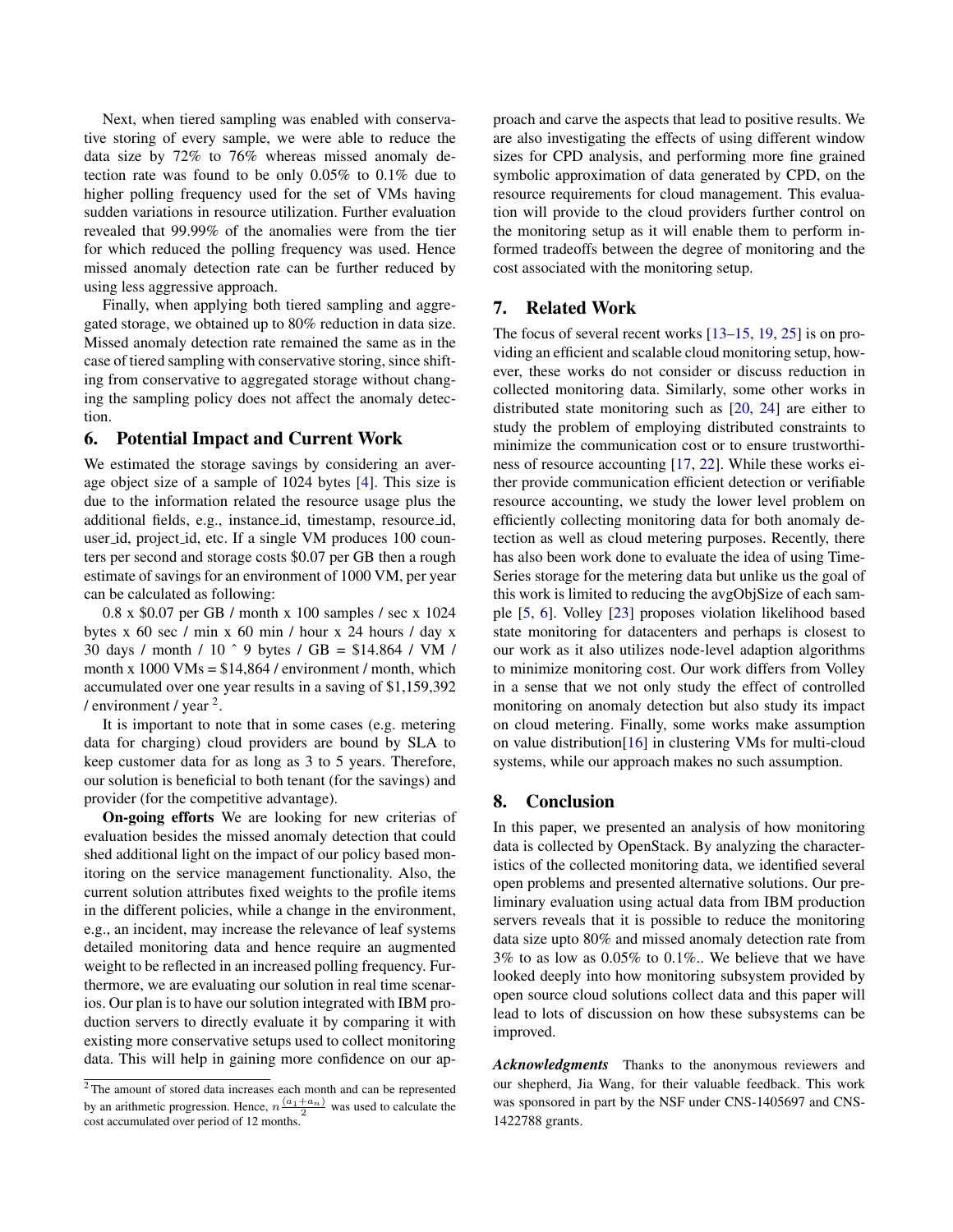Next, when tiered sampling was enabled with conservative storing of every sample, we were able to reduce the data size by 72% to 76% whereas missed anomaly detection rate was found to be only 0.05% to 0.1% due to higher polling frequency used for the set of VMs having sudden variations in resource utilization. Further evaluation revealed that 99.99% of the anomalies were from the tier for which reduced the polling frequency was used. Hence missed anomaly detection rate can be further reduced by using less aggressive approach.

Finally, when applying both tiered sampling and aggregated storage, we obtained up to 80% reduction in data size. Missed anomaly detection rate remained the same as in the case of tiered sampling with conservative storing, since shifting from conservative to aggregated storage without changing the sampling policy does not affect the anomaly detection.

## 6. Potential Impact and Current Work

We estimated the storage savings by considering an average object size of a sample of 1024 bytes [4]. This size is due to the information related the resource usage plus the additional fields, e.g., instance_id, timestamp, resource_id, user_id, project_id, etc. If a single VM produces 100 counters per second and storage costs $0.07 per GB then a rough estimate of savings for an environment of 1000 VM, per year can be calculated as following:

0.8 x $0.07 per GB / month x 100 samples / sec x 1024 bytes x 60 sec / min x 60 min / hour x 24 hours / day x 30 days / month / 10 ˆ 9 bytes / GB = $14.864 / VM / month x 1000 VMs = $14,864 / environment / month, which accumulated over one year results in a saving of $1,159,392 / environment / year [2].

It is important to note that in some cases (e.g. metering data for charging) cloud providers are bound by SLA to keep customer data for as long as 3 to 5 years. Therefore, our solution is beneficial to both tenant (for the savings) and provider (for the competitive advantage).

**On-going efforts** We are looking for new criterias of evaluation besides the missed anomaly detection that could shed additional light on the impact of our policy based monitoring on the service management functionality. Also, the current solution attributes fixed weights to the profile items in the different policies, while a change in the environment, e.g., an incident, may increase the relevance of leaf systems detailed monitoring data and hence require an augmented weight to be reflected in an increased polling frequency. Furthermore, we are evaluating our solution in real time scenarios. Our plan is to have our solution integrated with IBM production servers to directly evaluate it by comparing it with existing more conservative setups used to collect monitoring data. This will help in gaining more confidence on our approach and carve the aspects that lead to positive results. We are also investigating the effects of using different window sizes for CPD analysis, and performing more fine grained symbolic approximation of data generated by CPD, on the resource requirements for cloud management. This evaluation will provide to the cloud providers further control on the monitoring setup as it will enable them to perform informed tradeoffs between the degree of monitoring and the cost associated with the monitoring setup.

## 7. Related Work

The focus of several recent works [13–15, 19, 25] is on providing an efficient and scalable cloud monitoring setup, however, these works do not consider or discuss reduction in collected monitoring data. Similarly, some other works in distributed state monitoring such as [20, 24] are either to study the problem of employing distributed constraints to minimize the communication cost or to ensure trustworthiness of resource accounting [17, 22]. While these works either provide communication efficient detection or verifiable resource accounting, we study the lower level problem on efficiently collecting monitoring data for both anomaly detection as well as cloud metering purposes. Recently, there has also been work done to evaluate the idea of using Time-Series storage for the metering data but unlike us the goal of this work is limited to reducing the avgObjSize of each sample [5, 6]. Volley [23] proposes violation likelihood based state monitoring for datacenters and perhaps is closest to our work as it also utilizes node-level adaption algorithms to minimize monitoring cost. Our work differs from Volley in a sense that we not only study the effect of controlled monitoring on anomaly detection but also study its impact on cloud metering. Finally, some works make assumption on value distribution[16] in clustering VMs for multi-cloud systems, while our approach makes no such assumption.

## 8. Conclusion

In this paper, we presented an analysis of how monitoring data is collected by OpenStack. By analyzing the characteristics of the collected monitoring data, we identified several open problems and presented alternative solutions. Our preliminary evaluation using actual data from IBM production servers reveals that it is possible to reduce the monitoring data size upto 80% and missed anomaly detection rate from 3% to as low as 0.05% to 0.1%.. We believe that we have looked deeply into how monitoring subsystem provided by open source cloud solutions collect data and this paper will lead to lots of discussion on how these subsystems can be improved.

***Acknowledgments*** Thanks to the anonymous reviewers and our shepherd, Jia Wang, for their valuable feedback. This work was sponsored in part by the NSF under CNS-1405697 and CNS-1422788 grants.

---

[2] The amount of stored data increases each month and can be represented by an arithmetic progression. Hence, $n\frac{(a_1+a_n)}{2}$ was used to calculate the cost accumulated over period of 12 months.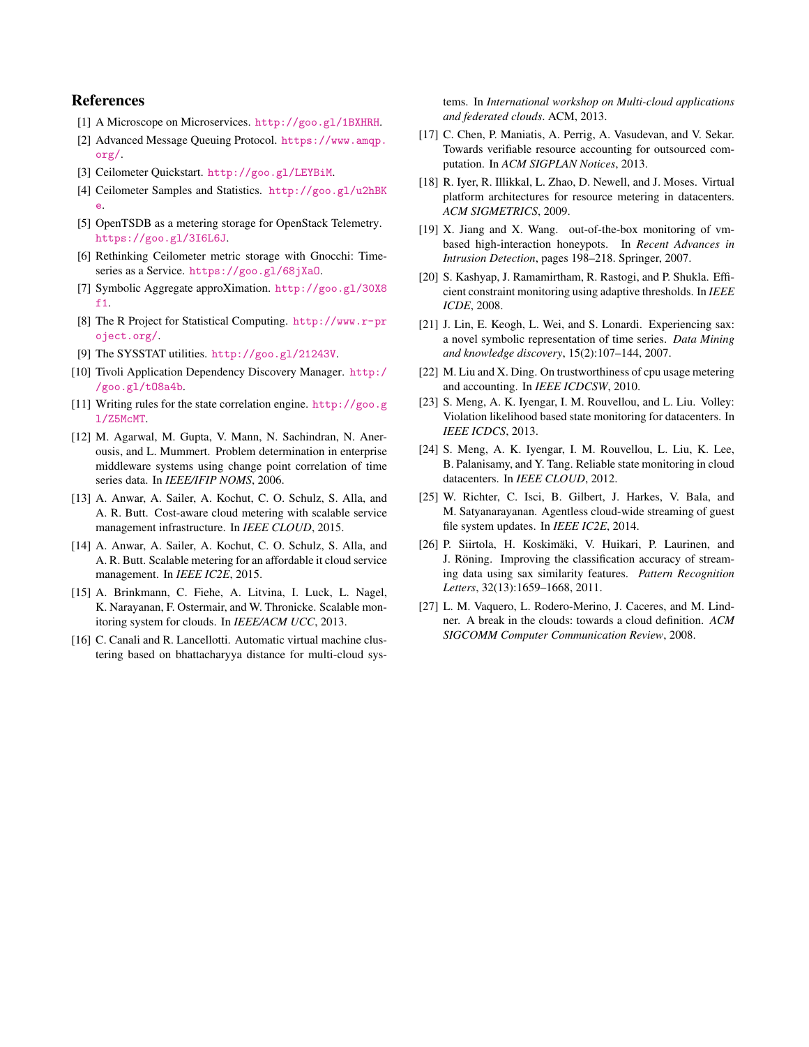## References

[1] A Microscope on Microservices. http://goo.gl/1BXHRH.

[2] Advanced Message Queuing Protocol. https://www.amqp.org/.

[3] Ceilometer Quickstart. http://goo.gl/LEYBiM.

[4] Ceilometer Samples and Statistics. http://goo.gl/u2hBKe.

[5] OpenTSDB as a metering storage for OpenStack Telemetry. https://goo.gl/3I6L6J.

[6] Rethinking Ceilometer metric storage with Gnocchi: Time-series as a Service. https://goo.gl/68jXaO.

[7] Symbolic Aggregate approXimation. http://goo.gl/30X8f1.

[8] The R Project for Statistical Computing. http://www.r-project.org/.

[9] The SYSSTAT utilities. http://goo.gl/21243V.

[10] Tivoli Application Dependency Discovery Manager. http://goo.gl/tO8a4b.

[11] Writing rules for the state correlation engine. http://goo.gl/Z5McMT.

[12] M. Agarwal, M. Gupta, V. Mann, N. Sachindran, N. Anerousis, and L. Mummert. Problem determination in enterprise middleware systems using change point correlation of time series data. In *IEEE/IFIP NOMS*, 2006.

[13] A. Anwar, A. Sailer, A. Kochut, C. O. Schulz, S. Alla, and A. R. Butt. Cost-aware cloud metering with scalable service management infrastructure. In *IEEE CLOUD*, 2015.

[14] A. Anwar, A. Sailer, A. Kochut, C. O. Schulz, S. Alla, and A. R. Butt. Scalable metering for an affordable it cloud service management. In *IEEE IC2E*, 2015.

[15] A. Brinkmann, C. Fiehe, A. Litvina, I. Luck, L. Nagel, K. Narayanan, F. Ostermair, and W. Thronicke. Scalable monitoring system for clouds. In *IEEE/ACM UCC*, 2013.

[16] C. Canali and R. Lancellotti. Automatic virtual machine clustering based on bhattacharyya distance for multi-cloud systems. In *International workshop on Multi-cloud applications and federated clouds*. ACM, 2013.

[17] C. Chen, P. Maniatis, A. Perrig, A. Vasudevan, and V. Sekar. Towards verifiable resource accounting for outsourced computation. In *ACM SIGPLAN Notices*, 2013.

[18] R. Iyer, R. Illikkal, L. Zhao, D. Newell, and J. Moses. Virtual platform architectures for resource metering in datacenters. *ACM SIGMETRICS*, 2009.

[19] X. Jiang and X. Wang. out-of-the-box monitoring of vm-based high-interaction honeypots. In *Recent Advances in Intrusion Detection*, pages 198–218. Springer, 2007.

[20] S. Kashyap, J. Ramamirtham, R. Rastogi, and P. Shukla. Efficient constraint monitoring using adaptive thresholds. In *IEEE ICDE*, 2008.

[21] J. Lin, E. Keogh, L. Wei, and S. Lonardi. Experiencing sax: a novel symbolic representation of time series. *Data Mining and knowledge discovery*, 15(2):107–144, 2007.

[22] M. Liu and X. Ding. On trustworthiness of cpu usage metering and accounting. In *IEEE ICDCSW*, 2010.

[23] S. Meng, A. K. Iyengar, I. M. Rouvellou, and L. Liu. Volley: Violation likelihood based state monitoring for datacenters. In *IEEE ICDCS*, 2013.

[24] S. Meng, A. K. Iyengar, I. M. Rouvellou, L. Liu, K. Lee, B. Palanisamy, and Y. Tang. Reliable state monitoring in cloud datacenters. In *IEEE CLOUD*, 2012.

[25] W. Richter, C. Isci, B. Gilbert, J. Harkes, V. Bala, and M. Satyanarayanan. Agentless cloud-wide streaming of guest file system updates. In *IEEE IC2E*, 2014.

[26] P. Siirtola, H. Koskimäki, V. Huikari, P. Laurinen, and J. Röning. Improving the classification accuracy of streaming data using sax similarity features. *Pattern Recognition Letters*, 32(13):1659–1668, 2011.

[27] L. M. Vaquero, L. Rodero-Merino, J. Caceres, and M. Lindner. A break in the clouds: towards a cloud definition. *ACM SIGCOMM Computer Communication Review*, 2008.